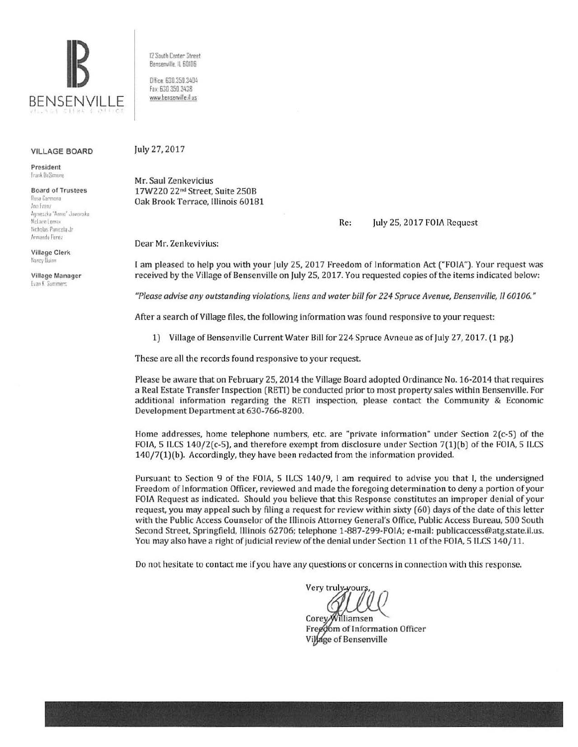# BENSENVILLE

VILLAGE CLERK'S OFFICE

12 South Center Street
Bensenville, IL 60106

Office: 630.350.3404
Fax: 630.350.3438
www.bensenville.il.us

**VILLAGE BOARD**

**President**
Frank DeSimone

**Board of Trustees**
Rosa Carmona
Ann Franz
Agnieszka "Annie" Jaworska
McLane Lomax
Nicholas Panicola Jr
Armando Perez

**Village Clerk**
Nancy Quinn

**Village Manager**
Evan K. Summers

July 27, 2017

Mr. Saul Zenkevicius
17W220 22nd Street, Suite 250B
Oak Brook Terrace, Illinois 60181

Re: July 25, 2017 FOIA Request

Dear Mr. Zenkevivius:

I am pleased to help you with your July 25, 2017 Freedom of Information Act ("FOIA"). Your request was received by the Village of Bensenville on July 25, 2017. You requested copies of the items indicated below:

*"Please advise any outstanding violations, liens and water bill for 224 Spruce Avenue, Bensenville, Il 60106."*

After a search of Village files, the following information was found responsive to your request:

1) Village of Bensenville Current Water Bill for 224 Spruce Avneue as of July 27, 2017. (1 pg.)

These are all the records found responsive to your request.

Please be aware that on February 25, 2014 the Village Board adopted Ordinance No. 16-2014 that requires a Real Estate Transfer Inspection (RETI) be conducted prior to most property sales within Bensenville. For additional information regarding the RETI inspection, please contact the Community & Economic Development Department at 630-766-8200.

Home addresses, home telephone numbers, etc. are "private information" under Section 2(c-5) of the FOIA, 5 ILCS 140/2(c-5), and therefore exempt from disclosure under Section 7(1)(b) of the FOIA, 5 ILCS 140/7(1)(b). Accordingly, they have been redacted from the information provided.

Pursuant to Section 9 of the FOIA, 5 ILCS 140/9, I am required to advise you that I, the undersigned Freedom of Information Officer, reviewed and made the foregoing determination to deny a portion of your FOIA Request as indicated. Should you believe that this Response constitutes an improper denial of your request, you may appeal such by filing a request for review within sixty (60) days of the date of this letter with the Public Access Counselor of the Illinois Attorney General's Office, Public Access Bureau, 500 South Second Street, Springfield, Illinois 62706; telephone 1-887-299-FOIA; e-mail: publicaccess@atg.state.il.us. You may also have a right of judicial review of the denial under Section 11 of the FOIA, 5 ILCS 140/11.

Do not hesitate to contact me if you have any questions or concerns in connection with this response.

Very truly yours,

Corey Williamsen
Freedom of Information Officer
Village of Bensenville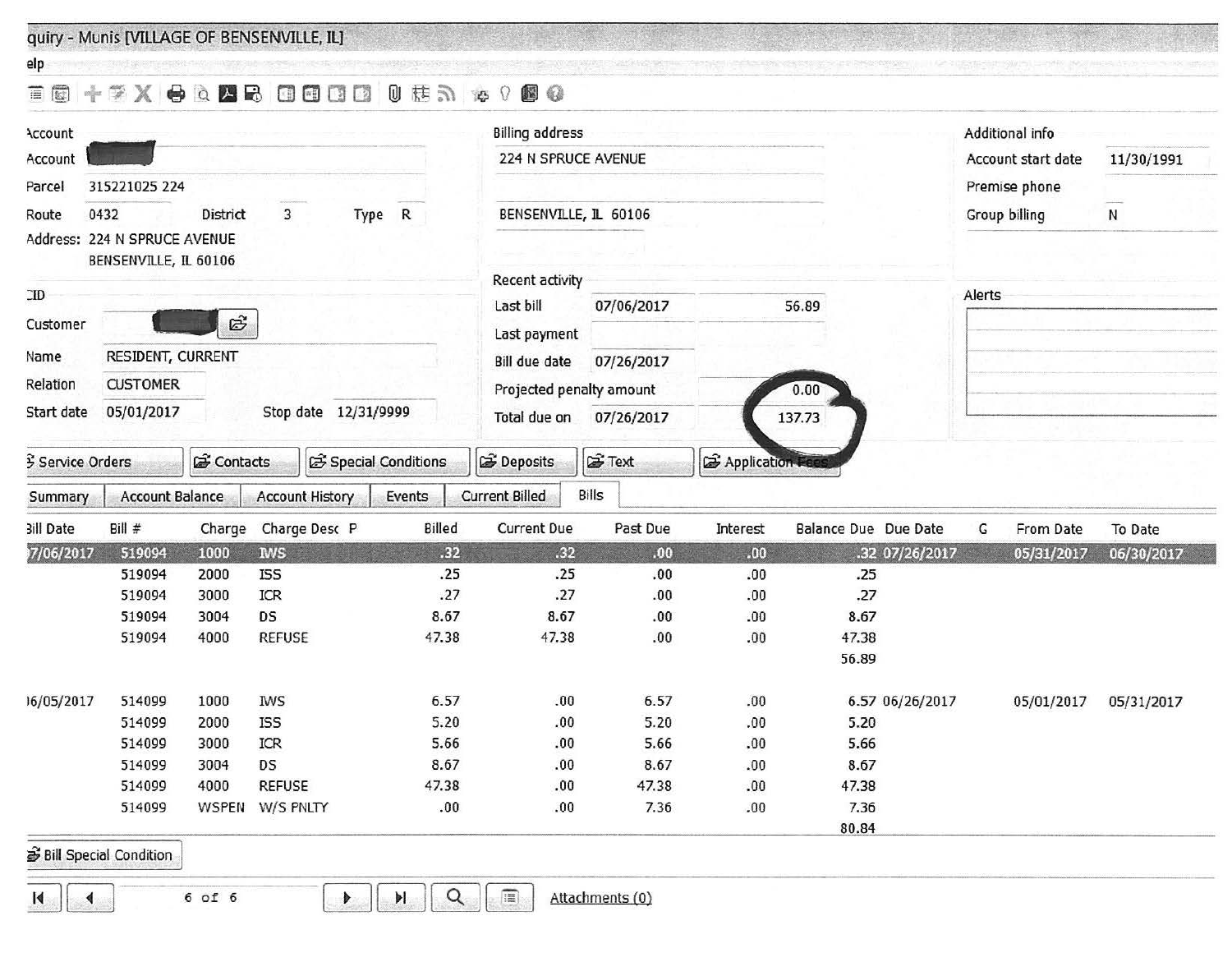quiry - Munis [VILLAGE OF BENSENVILLE, IL]

elp

| | | | |
|---|---|---|---|
| **Account** | | **Billing address** | **Additional info** |
| Account | | 224 N SPRUCE AVENUE | Account start date: 11/30/1991 |
| Parcel | 315221025 224 | | Premise phone |
| Route | 0432 &nbsp; District 3 &nbsp; Type R | BENSENVILLE, IL 60106 | Group billing: N |

Address: 224 N SPRUCE AVENUE
BENSENVILLE, IL 60106

**CID**

| | |
|---|---|
| Customer | |
| Name | RESIDENT, CURRENT |
| Relation | CUSTOMER |
| Start date | 05/01/2017 &nbsp; Stop date 12/31/9999 |

**Recent activity**

| | | |
|---|---|---|
| Last bill | 07/06/2017 | 56.89 |
| Last payment | | |
| Bill due date | 07/26/2017 | |
| Projected penalty amount | | 0.00 |
| Total due on | 07/26/2017 | 137.73 |

**Alerts**

Service Orders | Contacts | Special Conditions | Deposits | Text | Application Fees

Summary | Account Balance | Account History | Events | Current Billed | Bills

| Bill Date | Bill # | Charge | Charge Desc | P | Billed | Current Due | Past Due | Interest | Balance Due | Due Date | G | From Date | To Date |
|---|---|---|---|---|---|---|---|---|---|---|---|---|---|
| 07/06/2017 | 519094 | 1000 | IWS | | .32 | .32 | .00 | .00 | .32 | 07/26/2017 | | 05/31/2017 | 06/30/2017 |
| | 519094 | 2000 | ISS | | .25 | .25 | .00 | .00 | .25 | | | | |
| | 519094 | 3000 | ICR | | .27 | .27 | .00 | .00 | .27 | | | | |
| | 519094 | 3004 | DS | | 8.67 | 8.67 | .00 | .00 | 8.67 | | | | |
| | 519094 | 4000 | REFUSE | | 47.38 | 47.38 | .00 | .00 | 47.38 | | | | |
| | | | | | | | | | 56.89 | | | | |
| 06/05/2017 | 514099 | 1000 | IWS | | 6.57 | .00 | 6.57 | .00 | 6.57 | 06/26/2017 | | 05/01/2017 | 05/31/2017 |
| | 514099 | 2000 | ISS | | 5.20 | .00 | 5.20 | .00 | 5.20 | | | | |
| | 514099 | 3000 | ICR | | 5.66 | .00 | 5.66 | .00 | 5.66 | | | | |
| | 514099 | 3004 | DS | | 8.67 | .00 | 8.67 | .00 | 8.67 | | | | |
| | 514099 | 4000 | REFUSE | | 47.38 | .00 | 47.38 | .00 | 47.38 | | | | |
| | 514099 | WSPEN | W/S PNLTY | | .00 | .00 | 7.36 | .00 | 7.36 | | | | |
| | | | | | | | | | 80.84 | | | | |

Bill Special Condition

6 of 6 &nbsp; Attachments (0)